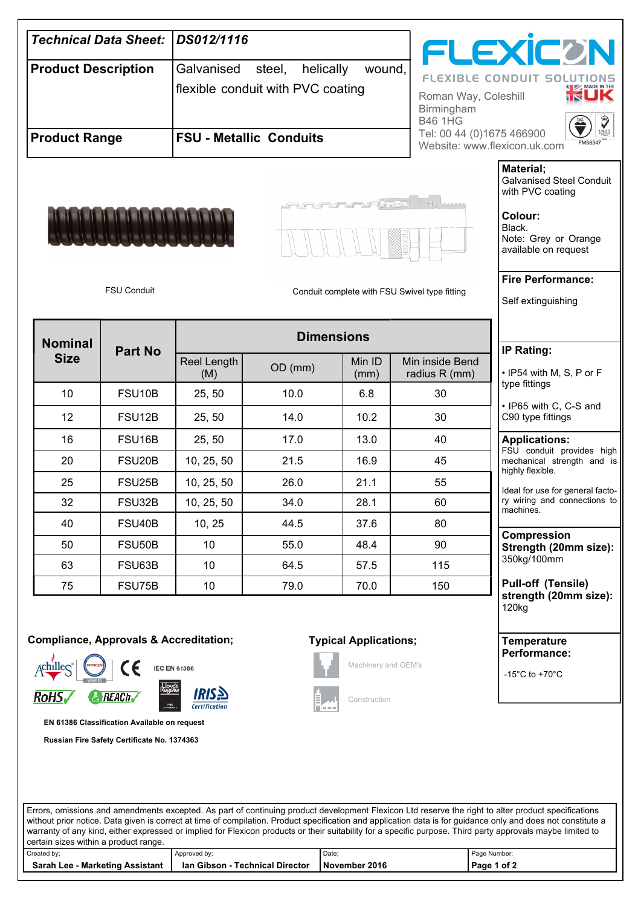| Technical Data Sheet: | DS012/1116 |
|---|---|
| **Product Description** | Galvanised steel, helically wound, flexible conduit with PVC coating |
| **Product Range** | **FSU - Metallic Conduits** |

FLEXICON
FLEXIBLE CONDUIT SOLUTIONS

Roman Way, Coleshill
Birmingham
B46 1HG
Tel: 00 44 (0)1675 466900
Website: www.flexicon.uk.com

FM58347

FSU Conduit

Conduit complete with FSU Swivel type fitting

| Nominal Size | Part No | Dimensions | | | |
|---|---|---|---|---|---|
| | | Reel Length (M) | OD (mm) | Min ID (mm) | Min inside Bend radius R (mm) |
| 10 | FSU10B | 25, 50 | 10.0 | 6.8 | 30 |
| 12 | FSU12B | 25, 50 | 14.0 | 10.2 | 30 |
| 16 | FSU16B | 25, 50 | 17.0 | 13.0 | 40 |
| 20 | FSU20B | 10, 25, 50 | 21.5 | 16.9 | 45 |
| 25 | FSU25B | 10, 25, 50 | 26.0 | 21.1 | 55 |
| 32 | FSU32B | 10, 25, 50 | 34.0 | 28.1 | 60 |
| 40 | FSU40B | 10, 25 | 44.5 | 37.6 | 80 |
| 50 | FSU50B | 10 | 55.0 | 48.4 | 90 |
| 63 | FSU63B | 10 | 64.5 | 57.5 | 115 |
| 75 | FSU75B | 10 | 79.0 | 70.0 | 150 |

**Material;**
Galvanised Steel Conduit with PVC coating

**Colour:**
Black.
Note: Grey or Orange available on request

**Fire Performance:**
Self extinguishing

**IP Rating:**
- IP54 with M, S, P or F type fittings
- IP65 with C, C-S and C90 type fittings

**Applications:**
FSU conduit provides high mechanical strength and is highly flexible.

Ideal for use for general factory wiring and connections to machines.

**Compression Strength (20mm size):**
350kg/100mm

**Pull-off (Tensile) strength (20mm size):**
120kg

**Temperature Performance:**
-15°C to +70°C

**Compliance, Approvals & Accreditation;**

IEC EN 61386

**EN 61386 Classification Available on request**

**Russian Fire Safety Certificate No. 1374363**

**Typical Applications;**

Machinery and OEM's

Construction

Errors, omissions and amendments excepted. As part of continuing product development Flexicon Ltd reserve the right to alter product specifications without prior notice. Data given is correct at time of compilation. Product specification and application data is for guidance only and does not constitute a warranty of any kind, either expressed or implied for Flexicon products or their suitability for a specific purpose. Third party approvals maybe limited to certain sizes within a product range.

| Created by; | Approved by; | Date; | Page Number; |
|---|---|---|---|
| **Sarah Lee - Marketing Assistant** | **Ian Gibson - Technical Director** | **November 2016** | **Page 1 of 2** |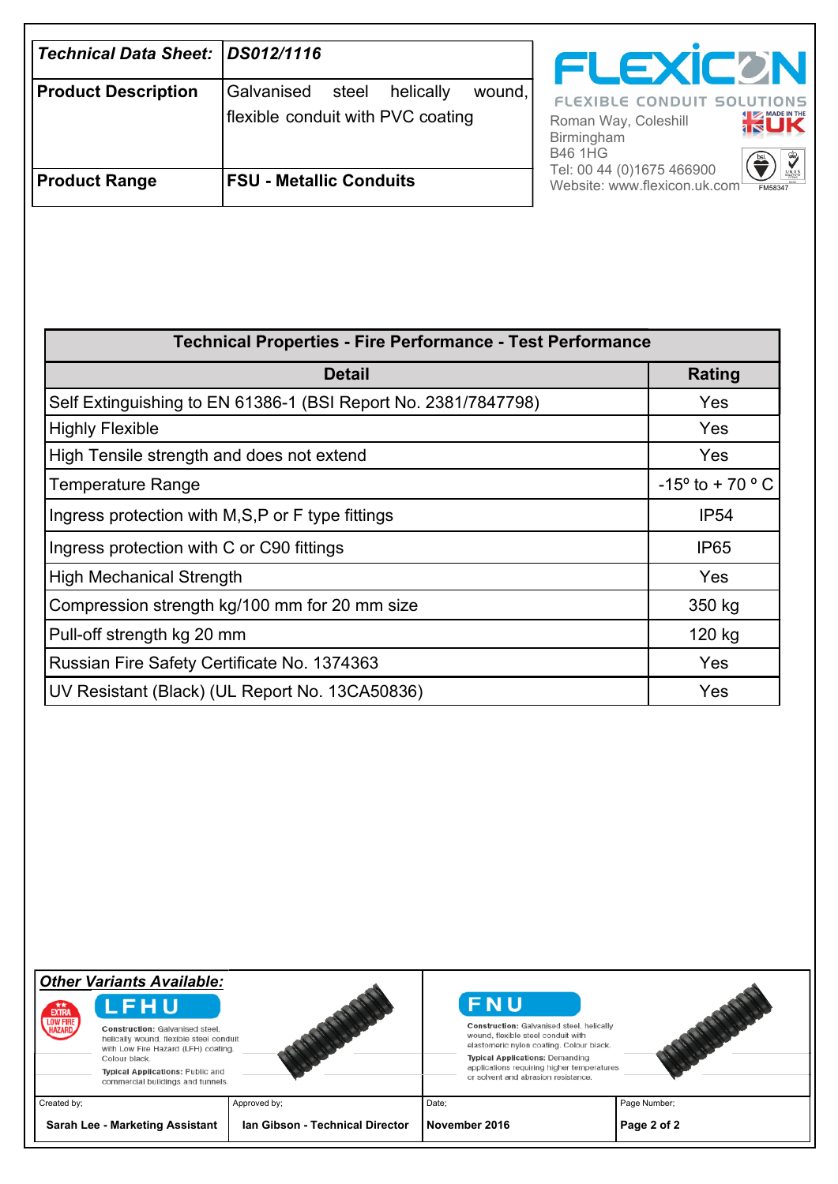| Technical Data Sheet: | DS012/1116 |
|---|---|
| **Product Description** | Galvanised steel helically wound, flexible conduit with PVC coating |
| **Product Range** | **FSU - Metallic Conduits** |

FLEXICON
FLEXIBLE CONDUIT SOLUTIONS
Roman Way, Coleshill
Birmingham
B46 1HG
Tel: 00 44 (0)1675 466900
Website: www.flexicon.uk.com

MADE IN THE UK

FM58347

| Technical Properties - Fire Performance - Test Performance | |
|---|---|
| **Detail** | **Rating** |
| Self Extinguishing to EN 61386-1 (BSI Report No. 2381/7847798) | Yes |
| Highly Flexible | Yes |
| High Tensile strength and does not extend | Yes |
| Temperature Range | -15º to + 70 º C |
| Ingress protection with M,S,P or F type fittings | IP54 |
| Ingress protection with C or C90 fittings | IP65 |
| High Mechanical Strength | Yes |
| Compression strength kg/100 mm for 20 mm size | 350 kg |
| Pull-off strength kg 20 mm | 120 kg |
| Russian Fire Safety Certificate No. 1374363 | Yes |
| UV Resistant (Black) (UL Report No. 13CA50836) | Yes |

***Other Variants Available:***

EXTRA LOW FIRE HAZARD

**LFHU**

**Construction:** Galvanised steel, helically wound, flexible steel conduit with Low Fire Hazard (LFH) coating. Colour black.

**Typical Applications:** Public and commercial buildings and tunnels.

**FNU**

**Construction:** Galvanised steel, helically wound, flexible steel conduit with elastomeric nylon coating. Colour black.

**Typical Applications:** Demanding applications requiring higher temperatures or solvent and abrasion resistance.

| Created by; | Approved by; | Date; | Page Number; |
|---|---|---|---|
| **Sarah Lee - Marketing Assistant** | **Ian Gibson - Technical Director** | **November 2016** | **Page 2 of 2** |